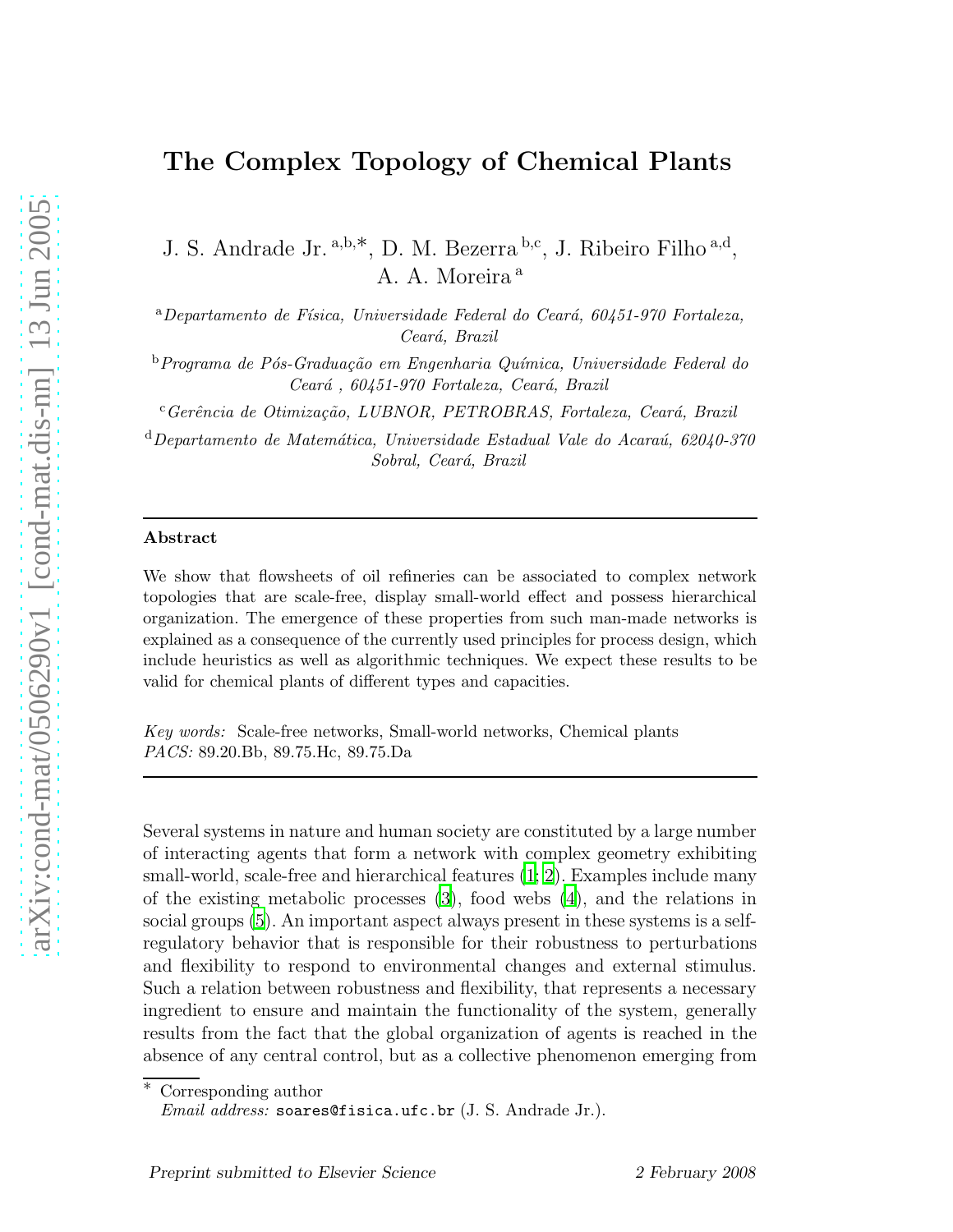# The Complex Topology of Chemical Plants

J. S. Andrade Jr. [a,b,*], D. M. Bezerra [b,c], J. Ribeiro Filho [a,d], A. A. Moreira [a]

[a] *Departamento de Física, Universidade Federal do Ceará, 60451-970 Fortaleza, Ceará, Brazil*

[b] *Programa de Pós-Graduação em Engenharia Química, Universidade Federal do Ceará , 60451-970 Fortaleza, Ceará, Brazil*

[c] *Gerência de Otimização, LUBNOR, PETROBRAS, Fortaleza, Ceará, Brazil*

[d] *Departamento de Matemática, Universidade Estadual Vale do Acaraú, 62040-370 Sobral, Ceará, Brazil*

---

**Abstract**

We show that flowsheets of oil refineries can be associated to complex network topologies that are scale-free, display small-world effect and possess hierarchical organization. The emergence of these properties from such man-made networks is explained as a consequence of the currently used principles for process design, which include heuristics as well as algorithmic techniques. We expect these results to be valid for chemical plants of different types and capacities.

*Key words:* Scale-free networks, Small-world networks, Chemical plants
*PACS:* 89.20.Bb, 89.75.Hc, 89.75.Da

---

Several systems in nature and human society are constituted by a large number of interacting agents that form a network with complex geometry exhibiting small-world, scale-free and hierarchical features (1; 2). Examples include many of the existing metabolic processes (3), food webs (4), and the relations in social groups (5). An important aspect always present in these systems is a self-regulatory behavior that is responsible for their robustness to perturbations and flexibility to respond to environmental changes and external stimulus. Such a relation between robustness and flexibility, that represents a necessary ingredient to ensure and maintain the functionality of the system, generally results from the fact that the global organization of agents is reached in the absence of any central control, but as a collective phenomenon emerging from

\* Corresponding author
*Email address:* soares@fisica.ufc.br (J. S. Andrade Jr.).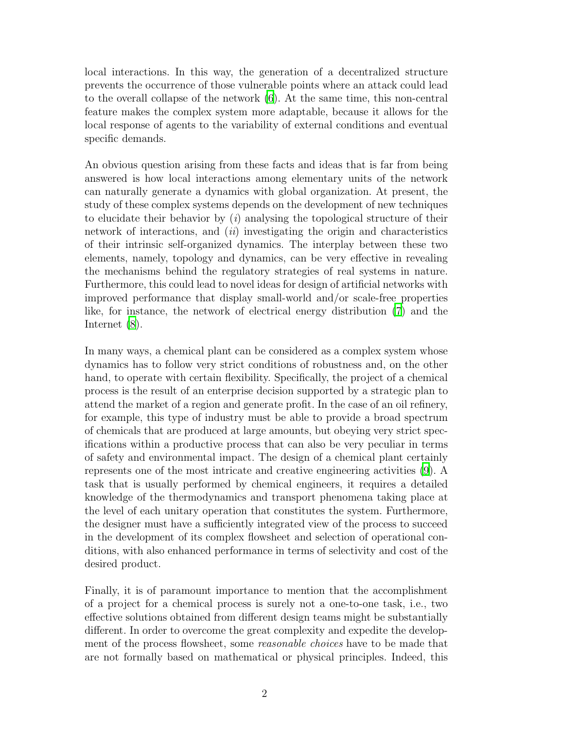local interactions. In this way, the generation of a decentralized structure prevents the occurrence of those vulnerable points where an attack could lead to the overall collapse of the network (6). At the same time, this non-central feature makes the complex system more adaptable, because it allows for the local response of agents to the variability of external conditions and eventual specific demands.

An obvious question arising from these facts and ideas that is far from being answered is how local interactions among elementary units of the network can naturally generate a dynamics with global organization. At present, the study of these complex systems depends on the development of new techniques to elucidate their behavior by (*i*) analysing the topological structure of their network of interactions, and (*ii*) investigating the origin and characteristics of their intrinsic self-organized dynamics. The interplay between these two elements, namely, topology and dynamics, can be very effective in revealing the mechanisms behind the regulatory strategies of real systems in nature. Furthermore, this could lead to novel ideas for design of artificial networks with improved performance that display small-world and/or scale-free properties like, for instance, the network of electrical energy distribution (7) and the Internet (8).

In many ways, a chemical plant can be considered as a complex system whose dynamics has to follow very strict conditions of robustness and, on the other hand, to operate with certain flexibility. Specifically, the project of a chemical process is the result of an enterprise decision supported by a strategic plan to attend the market of a region and generate profit. In the case of an oil refinery, for example, this type of industry must be able to provide a broad spectrum of chemicals that are produced at large amounts, but obeying very strict specifications within a productive process that can also be very peculiar in terms of safety and environmental impact. The design of a chemical plant certainly represents one of the most intricate and creative engineering activities (9). A task that is usually performed by chemical engineers, it requires a detailed knowledge of the thermodynamics and transport phenomena taking place at the level of each unitary operation that constitutes the system. Furthermore, the designer must have a sufficiently integrated view of the process to succeed in the development of its complex flowsheet and selection of operational conditions, with also enhanced performance in terms of selectivity and cost of the desired product.

Finally, it is of paramount importance to mention that the accomplishment of a project for a chemical process is surely not a one-to-one task, i.e., two effective solutions obtained from different design teams might be substantially different. In order to overcome the great complexity and expedite the development of the process flowsheet, some *reasonable choices* have to be made that are not formally based on mathematical or physical principles. Indeed, this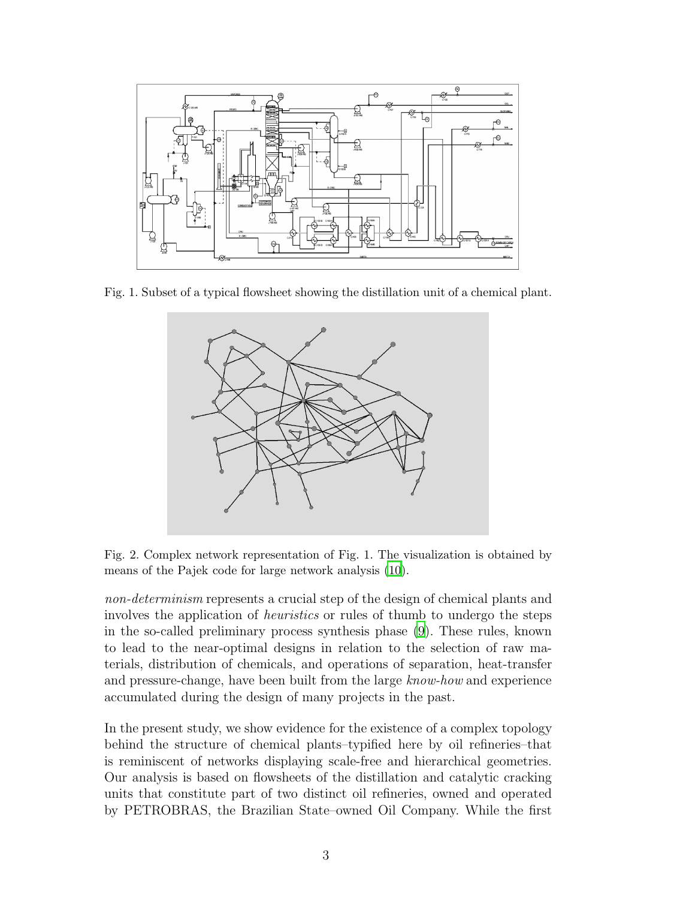Fig. 1. Subset of a typical flowsheet showing the distillation unit of a chemical plant.

Fig. 2. Complex network representation of Fig. 1. The visualization is obtained by means of the Pajek code for large network analysis (10).

*non-determinism* represents a crucial step of the design of chemical plants and involves the application of *heuristics* or rules of thumb to undergo the steps in the so-called preliminary process synthesis phase (9). These rules, known to lead to the near-optimal designs in relation to the selection of raw materials, distribution of chemicals, and operations of separation, heat-transfer and pressure-change, have been built from the large *know-how* and experience accumulated during the design of many projects in the past.

In the present study, we show evidence for the existence of a complex topology behind the structure of chemical plants–typified here by oil refineries–that is reminiscent of networks displaying scale-free and hierarchical geometries. Our analysis is based on flowsheets of the distillation and catalytic cracking units that constitute part of two distinct oil refineries, owned and operated by PETROBRAS, the Brazilian State–owned Oil Company. While the first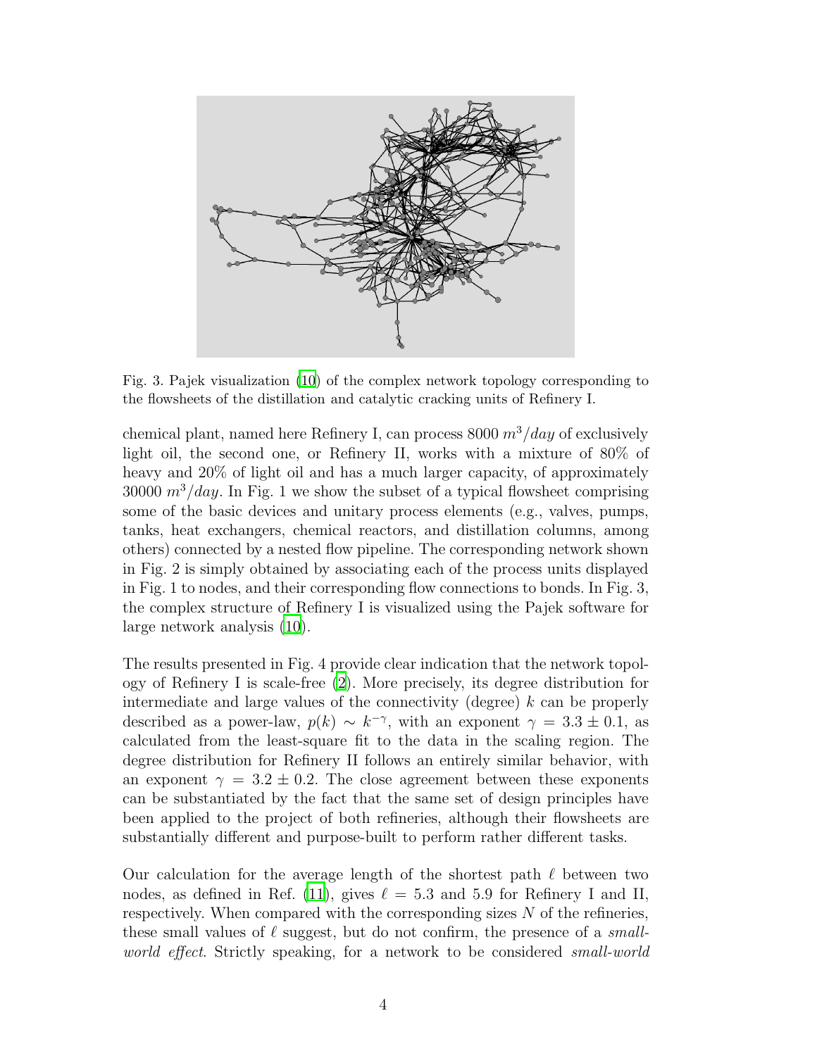Fig. 3. Pajek visualization (10) of the complex network topology corresponding to the flowsheets of the distillation and catalytic cracking units of Refinery I.

chemical plant, named here Refinery I, can process 8000 $m^3/day$ of exclusively light oil, the second one, or Refinery II, works with a mixture of 80% of heavy and 20% of light oil and has a much larger capacity, of approximately 30000 $m^3/day$. In Fig. 1 we show the subset of a typical flowsheet comprising some of the basic devices and unitary process elements (e.g., valves, pumps, tanks, heat exchangers, chemical reactors, and distillation columns, among others) connected by a nested flow pipeline. The corresponding network shown in Fig. 2 is simply obtained by associating each of the process units displayed in Fig. 1 to nodes, and their corresponding flow connections to bonds. In Fig. 3, the complex structure of Refinery I is visualized using the Pajek software for large network analysis (10).

The results presented in Fig. 4 provide clear indication that the network topology of Refinery I is scale-free (2). More precisely, its degree distribution for intermediate and large values of the connectivity (degree) $k$ can be properly described as a power-law, $p(k) \sim k^{-\gamma}$, with an exponent $\gamma = 3.3 \pm 0.1$, as calculated from the least-square fit to the data in the scaling region. The degree distribution for Refinery II follows an entirely similar behavior, with an exponent $\gamma = 3.2 \pm 0.2$. The close agreement between these exponents can be substantiated by the fact that the same set of design principles have been applied to the project of both refineries, although their flowsheets are substantially different and purpose-built to perform rather different tasks.

Our calculation for the average length of the shortest path $\ell$ between two nodes, as defined in Ref. (11), gives $\ell = 5.3$ and 5.9 for Refinery I and II, respectively. When compared with the corresponding sizes $N$ of the refineries, these small values of $\ell$ suggest, but do not confirm, the presence of a *small-world effect*. Strictly speaking, for a network to be considered *small-world*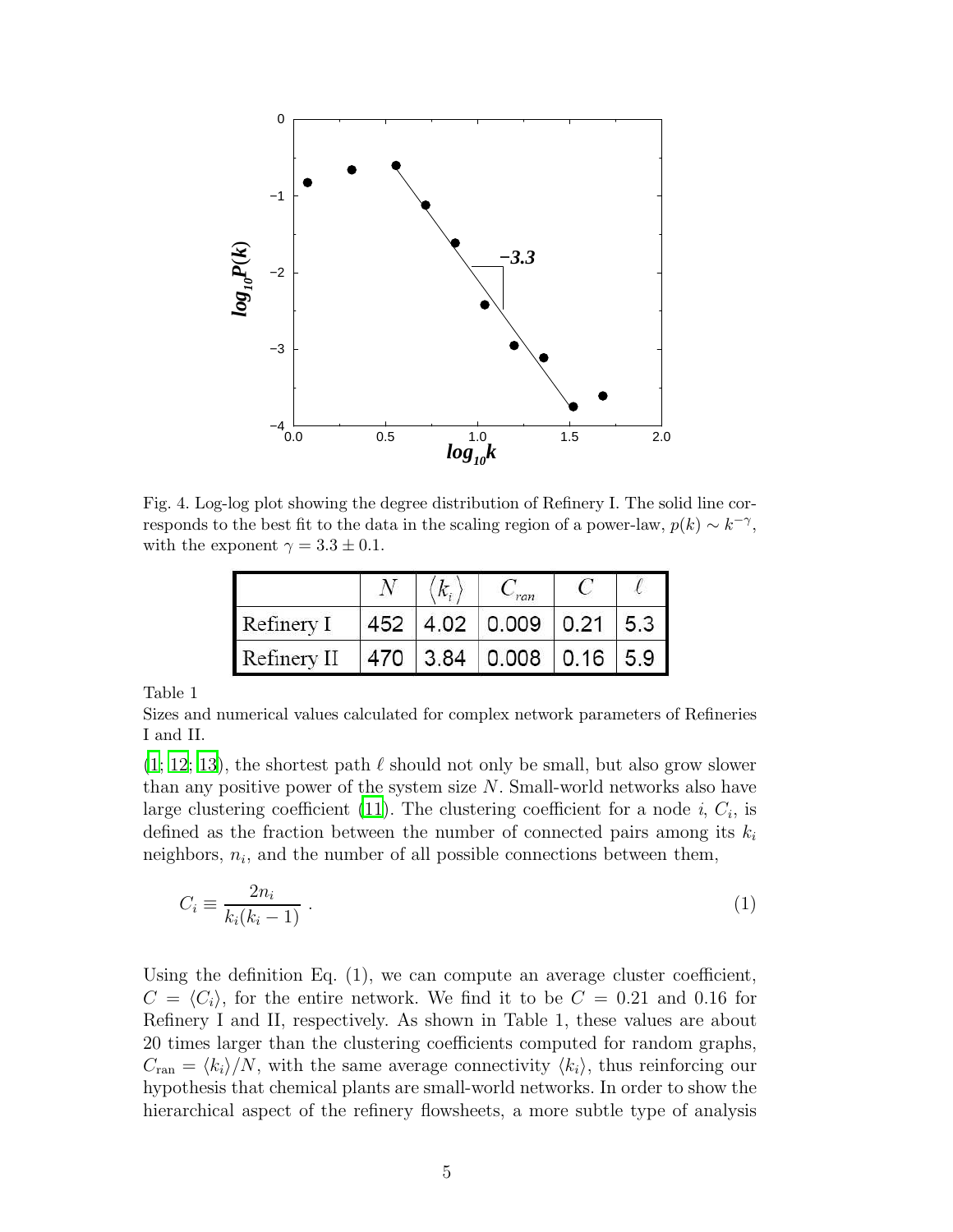Fig. 4. Log-log plot showing the degree distribution of Refinery I. The solid line corresponds to the best fit to the data in the scaling region of a power-law, $p(k) \sim k^{-\gamma}$, with the exponent $\gamma = 3.3 \pm 0.1$.

| | $N$ | $\langle k_i \rangle$ | $C_{ran}$ | $C$ | $\ell$ |
|---|---|---|---|---|---|
| Refinery I | 452 | 4.02 | 0.009 | 0.21 | 5.3 |
| Refinery II | 470 | 3.84 | 0.008 | 0.16 | 5.9 |

Table 1
Sizes and numerical values calculated for complex network parameters of Refineries I and II.

(1; 12; 13), the shortest path $\ell$ should not only be small, but also grow slower than any positive power of the system size $N$. Small-world networks also have large clustering coefficient (11). The clustering coefficient for a node $i$, $C_i$, is defined as the fraction between the number of connected pairs among its $k_i$ neighbors, $n_i$, and the number of all possible connections between them,

$$C_i \equiv \frac{2n_i}{k_i(k_i - 1)} \ . \tag{1}$$

Using the definition Eq. (1), we can compute an average cluster coefficient, $C = \langle C_i \rangle$, for the entire network. We find it to be $C = 0.21$ and $0.16$ for Refinery I and II, respectively. As shown in Table 1, these values are about 20 times larger than the clustering coefficients computed for random graphs, $C_{\text{ran}} = \langle k_i \rangle / N$, with the same average connectivity $\langle k_i \rangle$, thus reinforcing our hypothesis that chemical plants are small-world networks. In order to show the hierarchical aspect of the refinery flowsheets, a more subtle type of analysis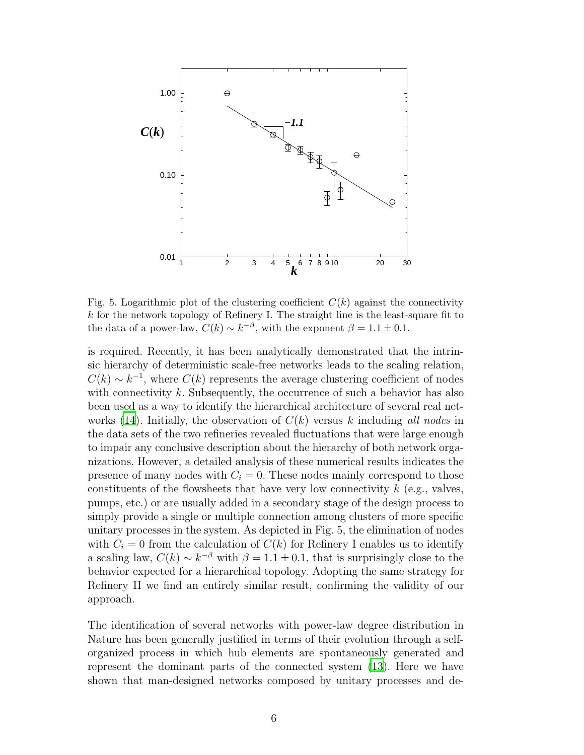Fig. 5. Logarithmic plot of the clustering coefficient $C(k)$ against the connectivity $k$ for the network topology of Refinery I. The straight line is the least-square fit to the data of a power-law, $C(k) \sim k^{-\beta}$, with the exponent $\beta = 1.1 \pm 0.1$.

is required. Recently, it has been analytically demonstrated that the intrinsic hierarchy of deterministic scale-free networks leads to the scaling relation, $C(k) \sim k^{-1}$, where $C(k)$ represents the average clustering coefficient of nodes with connectivity $k$. Subsequently, the occurrence of such a behavior has also been used as a way to identify the hierarchical architecture of several real networks (14). Initially, the observation of $C(k)$ versus $k$ including *all nodes* in the data sets of the two refineries revealed fluctuations that were large enough to impair any conclusive description about the hierarchy of both network organizations. However, a detailed analysis of these numerical results indicates the presence of many nodes with $C_i = 0$. These nodes mainly correspond to those constituents of the flowsheets that have very low connectivity $k$ (e.g., valves, pumps, etc.) or are usually added in a secondary stage of the design process to simply provide a single or multiple connection among clusters of more specific unitary processes in the system. As depicted in Fig. 5, the elimination of nodes with $C_i = 0$ from the calculation of $C(k)$ for Refinery I enables us to identify a scaling law, $C(k) \sim k^{-\beta}$ with $\beta = 1.1 \pm 0.1$, that is surprisingly close to the behavior expected for a hierarchical topology. Adopting the same strategy for Refinery II we find an entirely similar result, confirming the validity of our approach.

The identification of several networks with power-law degree distribution in Nature has been generally justified in terms of their evolution through a self-organized process in which hub elements are spontaneously generated and represent the dominant parts of the connected system (13). Here we have shown that man-designed networks composed by unitary processes and de-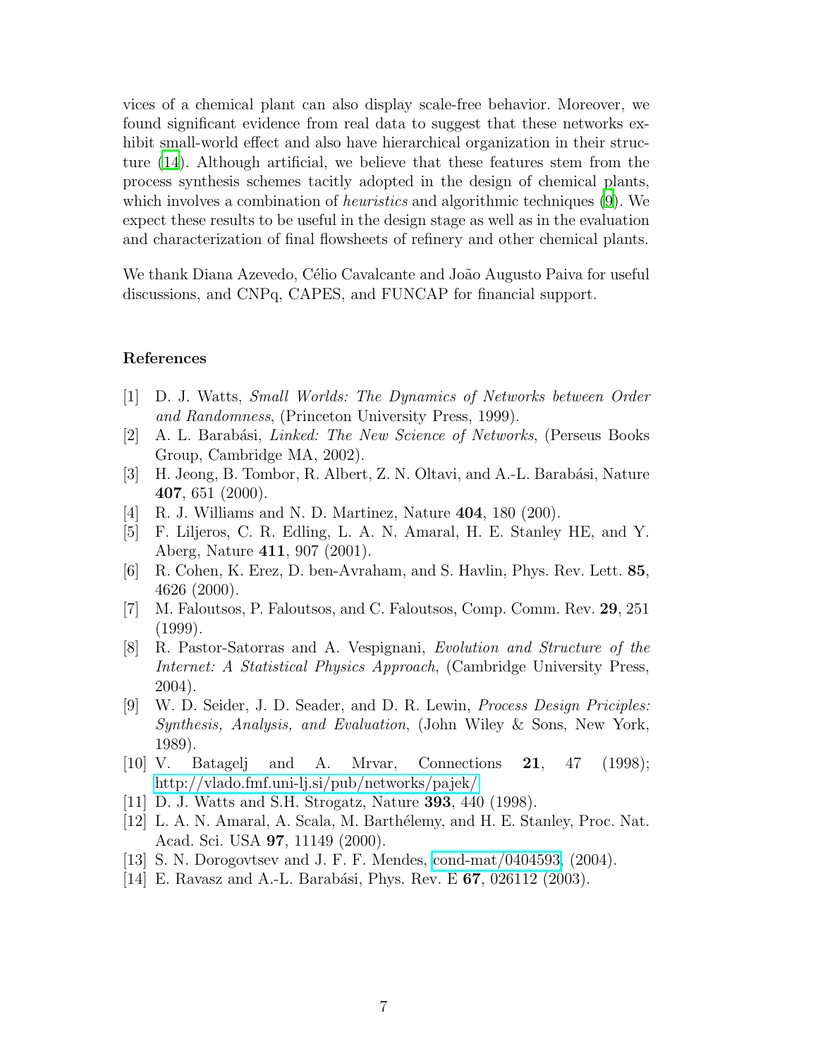vices of a chemical plant can also display scale-free behavior. Moreover, we found significant evidence from real data to suggest that these networks exhibit small-world effect and also have hierarchical organization in their structure ([14]). Although artificial, we believe that these features stem from the process synthesis schemes tacitly adopted in the design of chemical plants, which involves a combination of *heuristics* and algorithmic techniques ([9]). We expect these results to be useful in the design stage as well as in the evaluation and characterization of final flowsheets of refinery and other chemical plants.

We thank Diana Azevedo, Célio Cavalcante and João Augusto Paiva for useful discussions, and CNPq, CAPES, and FUNCAP for financial support.

## References

[1] D. J. Watts, *Small Worlds: The Dynamics of Networks between Order and Randomness*, (Princeton University Press, 1999).

[2] A. L. Barabási, *Linked: The New Science of Networks*, (Perseus Books Group, Cambridge MA, 2002).

[3] H. Jeong, B. Tombor, R. Albert, Z. N. Oltavi, and A.-L. Barabási, Nature **407**, 651 (2000).

[4] R. J. Williams and N. D. Martinez, Nature **404**, 180 (200).

[5] F. Liljeros, C. R. Edling, L. A. N. Amaral, H. E. Stanley HE, and Y. Aberg, Nature **411**, 907 (2001).

[6] R. Cohen, K. Erez, D. ben-Avraham, and S. Havlin, Phys. Rev. Lett. **85**, 4626 (2000).

[7] M. Faloutsos, P. Faloutsos, and C. Faloutsos, Comp. Comm. Rev. **29**, 251 (1999).

[8] R. Pastor-Satorras and A. Vespignani, *Evolution and Structure of the Internet: A Statistical Physics Approach*, (Cambridge University Press, 2004).

[9] W. D. Seider, J. D. Seader, and D. R. Lewin, *Process Design Priciples: Synthesis, Analysis, and Evaluation*, (John Wiley & Sons, New York, 1989).

[10] V. Batagelj and A. Mrvar, Connections **21**, 47 (1998); http://vlado.fmf.uni-lj.si/pub/networks/pajek/

[11] D. J. Watts and S.H. Strogatz, Nature **393**, 440 (1998).

[12] L. A. N. Amaral, A. Scala, M. Barthélemy, and H. E. Stanley, Proc. Nat. Acad. Sci. USA **97**, 11149 (2000).

[13] S. N. Dorogovtsev and J. F. F. Mendes, cond-mat/0404593, (2004).

[14] E. Ravasz and A.-L. Barabási, Phys. Rev. E **67**, 026112 (2003).